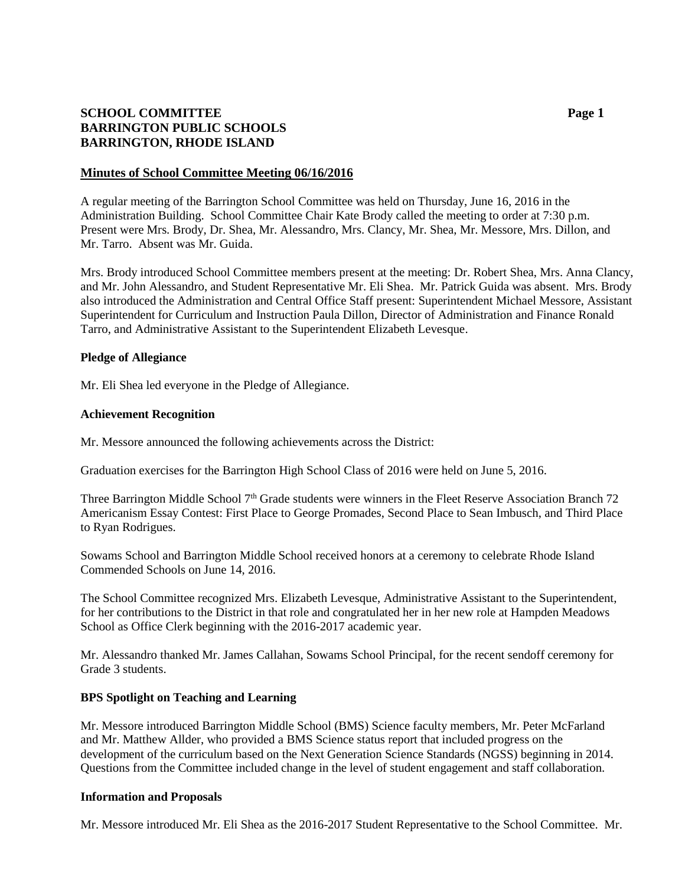**SCHOOL COMMITTEE**
**BARRINGTON PUBLIC SCHOOLS**
**BARRINGTON, RHODE ISLAND**

**Minutes of School Committee Meeting 06/16/2016**

A regular meeting of the Barrington School Committee was held on Thursday, June 16, 2016 in the Administration Building. School Committee Chair Kate Brody called the meeting to order at 7:30 p.m. Present were Mrs. Brody, Dr. Shea, Mr. Alessandro, Mrs. Clancy, Mr. Shea, Mr. Messore, Mrs. Dillon, and Mr. Tarro. Absent was Mr. Guida.

Mrs. Brody introduced School Committee members present at the meeting: Dr. Robert Shea, Mrs. Anna Clancy, and Mr. John Alessandro, and Student Representative Mr. Eli Shea. Mr. Patrick Guida was absent. Mrs. Brody also introduced the Administration and Central Office Staff present: Superintendent Michael Messore, Assistant Superintendent for Curriculum and Instruction Paula Dillon, Director of Administration and Finance Ronald Tarro, and Administrative Assistant to the Superintendent Elizabeth Levesque.

**Pledge of Allegiance**

Mr. Eli Shea led everyone in the Pledge of Allegiance.

**Achievement Recognition**

Mr. Messore announced the following achievements across the District:

Graduation exercises for the Barrington High School Class of 2016 were held on June 5, 2016.

Three Barrington Middle School 7th Grade students were winners in the Fleet Reserve Association Branch 72 Americanism Essay Contest: First Place to George Promades, Second Place to Sean Imbusch, and Third Place to Ryan Rodrigues.

Sowams School and Barrington Middle School received honors at a ceremony to celebrate Rhode Island Commended Schools on June 14, 2016.

The School Committee recognized Mrs. Elizabeth Levesque, Administrative Assistant to the Superintendent, for her contributions to the District in that role and congratulated her in her new role at Hampden Meadows School as Office Clerk beginning with the 2016-2017 academic year.

Mr. Alessandro thanked Mr. James Callahan, Sowams School Principal, for the recent sendoff ceremony for Grade 3 students.

**BPS Spotlight on Teaching and Learning**

Mr. Messore introduced Barrington Middle School (BMS) Science faculty members, Mr. Peter McFarland and Mr. Matthew Allder, who provided a BMS Science status report that included progress on the development of the curriculum based on the Next Generation Science Standards (NGSS) beginning in 2014. Questions from the Committee included change in the level of student engagement and staff collaboration.

**Information and Proposals**

Mr. Messore introduced Mr. Eli Shea as the 2016-2017 Student Representative to the School Committee. Mr.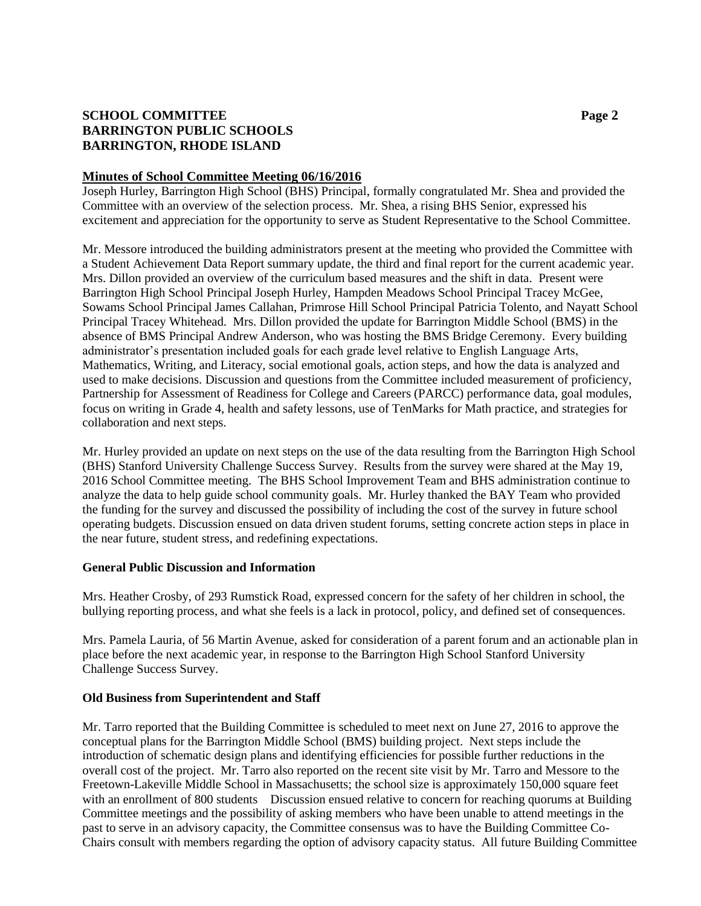**Minutes of School Committee Meeting 06/16/2016**

Joseph Hurley, Barrington High School (BHS) Principal, formally congratulated Mr. Shea and provided the Committee with an overview of the selection process. Mr. Shea, a rising BHS Senior, expressed his excitement and appreciation for the opportunity to serve as Student Representative to the School Committee.

Mr. Messore introduced the building administrators present at the meeting who provided the Committee with a Student Achievement Data Report summary update, the third and final report for the current academic year. Mrs. Dillon provided an overview of the curriculum based measures and the shift in data. Present were Barrington High School Principal Joseph Hurley, Hampden Meadows School Principal Tracey McGee, Sowams School Principal James Callahan, Primrose Hill School Principal Patricia Tolento, and Nayatt School Principal Tracey Whitehead. Mrs. Dillon provided the update for Barrington Middle School (BMS) in the absence of BMS Principal Andrew Anderson, who was hosting the BMS Bridge Ceremony. Every building administrator's presentation included goals for each grade level relative to English Language Arts, Mathematics, Writing, and Literacy, social emotional goals, action steps, and how the data is analyzed and used to make decisions. Discussion and questions from the Committee included measurement of proficiency, Partnership for Assessment of Readiness for College and Careers (PARCC) performance data, goal modules, focus on writing in Grade 4, health and safety lessons, use of TenMarks for Math practice, and strategies for collaboration and next steps.

Mr. Hurley provided an update on next steps on the use of the data resulting from the Barrington High School (BHS) Stanford University Challenge Success Survey. Results from the survey were shared at the May 19, 2016 School Committee meeting. The BHS School Improvement Team and BHS administration continue to analyze the data to help guide school community goals. Mr. Hurley thanked the BAY Team who provided the funding for the survey and discussed the possibility of including the cost of the survey in future school operating budgets. Discussion ensued on data driven student forums, setting concrete action steps in place in the near future, student stress, and redefining expectations.

**General Public Discussion and Information**

Mrs. Heather Crosby, of 293 Rumstick Road, expressed concern for the safety of her children in school, the bullying reporting process, and what she feels is a lack in protocol, policy, and defined set of consequences.

Mrs. Pamela Lauria, of 56 Martin Avenue, asked for consideration of a parent forum and an actionable plan in place before the next academic year, in response to the Barrington High School Stanford University Challenge Success Survey.

**Old Business from Superintendent and Staff**

Mr. Tarro reported that the Building Committee is scheduled to meet next on June 27, 2016 to approve the conceptual plans for the Barrington Middle School (BMS) building project. Next steps include the introduction of schematic design plans and identifying efficiencies for possible further reductions in the overall cost of the project. Mr. Tarro also reported on the recent site visit by Mr. Tarro and Messore to the Freetown-Lakeville Middle School in Massachusetts; the school size is approximately 150,000 square feet with an enrollment of 800 students Discussion ensued relative to concern for reaching quorums at Building Committee meetings and the possibility of asking members who have been unable to attend meetings in the past to serve in an advisory capacity, the Committee consensus was to have the Building Committee Co-Chairs consult with members regarding the option of advisory capacity status. All future Building Committee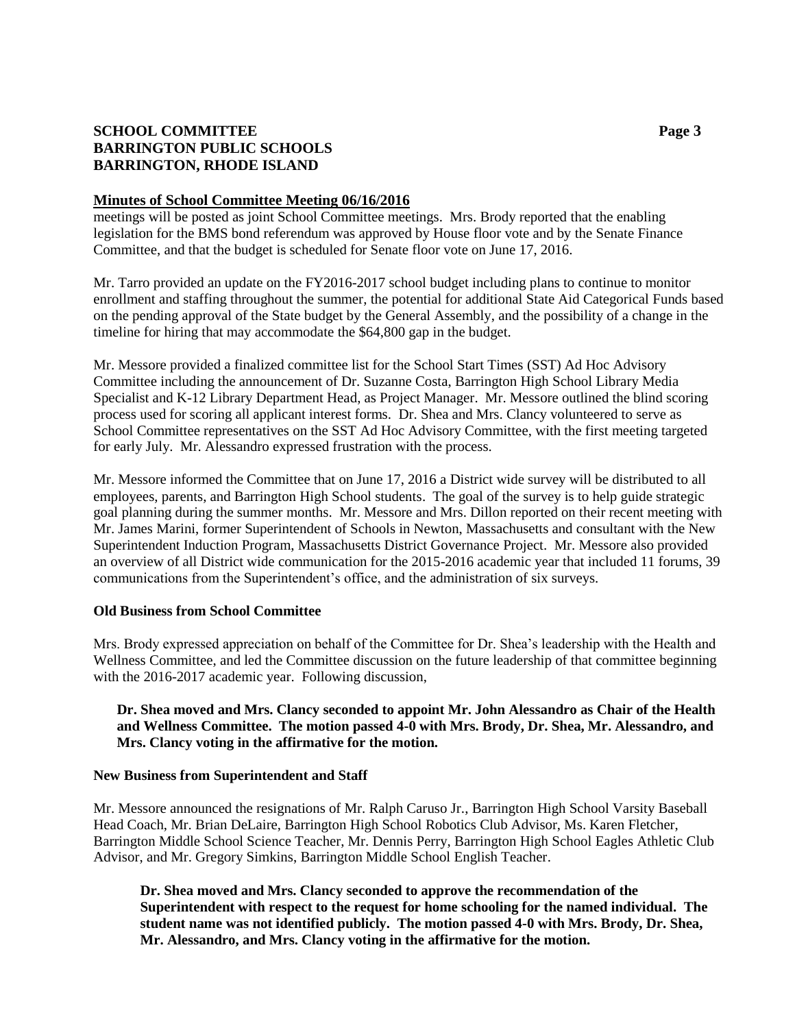**Minutes of School Committee Meeting 06/16/2016**

meetings will be posted as joint School Committee meetings. Mrs. Brody reported that the enabling legislation for the BMS bond referendum was approved by House floor vote and by the Senate Finance Committee, and that the budget is scheduled for Senate floor vote on June 17, 2016.

Mr. Tarro provided an update on the FY2016-2017 school budget including plans to continue to monitor enrollment and staffing throughout the summer, the potential for additional State Aid Categorical Funds based on the pending approval of the State budget by the General Assembly, and the possibility of a change in the timeline for hiring that may accommodate the $64,800 gap in the budget.

Mr. Messore provided a finalized committee list for the School Start Times (SST) Ad Hoc Advisory Committee including the announcement of Dr. Suzanne Costa, Barrington High School Library Media Specialist and K-12 Library Department Head, as Project Manager. Mr. Messore outlined the blind scoring process used for scoring all applicant interest forms. Dr. Shea and Mrs. Clancy volunteered to serve as School Committee representatives on the SST Ad Hoc Advisory Committee, with the first meeting targeted for early July. Mr. Alessandro expressed frustration with the process.

Mr. Messore informed the Committee that on June 17, 2016 a District wide survey will be distributed to all employees, parents, and Barrington High School students. The goal of the survey is to help guide strategic goal planning during the summer months. Mr. Messore and Mrs. Dillon reported on their recent meeting with Mr. James Marini, former Superintendent of Schools in Newton, Massachusetts and consultant with the New Superintendent Induction Program, Massachusetts District Governance Project. Mr. Messore also provided an overview of all District wide communication for the 2015-2016 academic year that included 11 forums, 39 communications from the Superintendent's office, and the administration of six surveys.

**Old Business from School Committee**

Mrs. Brody expressed appreciation on behalf of the Committee for Dr. Shea's leadership with the Health and Wellness Committee, and led the Committee discussion on the future leadership of that committee beginning with the 2016-2017 academic year. Following discussion,

**Dr. Shea moved and Mrs. Clancy seconded to appoint Mr. John Alessandro as Chair of the Health and Wellness Committee. The motion passed 4-0 with Mrs. Brody, Dr. Shea, Mr. Alessandro, and Mrs. Clancy voting in the affirmative for the motion.**

**New Business from Superintendent and Staff**

Mr. Messore announced the resignations of Mr. Ralph Caruso Jr., Barrington High School Varsity Baseball Head Coach, Mr. Brian DeLaire, Barrington High School Robotics Club Advisor, Ms. Karen Fletcher, Barrington Middle School Science Teacher, Mr. Dennis Perry, Barrington High School Eagles Athletic Club Advisor, and Mr. Gregory Simkins, Barrington Middle School English Teacher.

**Dr. Shea moved and Mrs. Clancy seconded to approve the recommendation of the Superintendent with respect to the request for home schooling for the named individual. The student name was not identified publicly. The motion passed 4-0 with Mrs. Brody, Dr. Shea, Mr. Alessandro, and Mrs. Clancy voting in the affirmative for the motion.**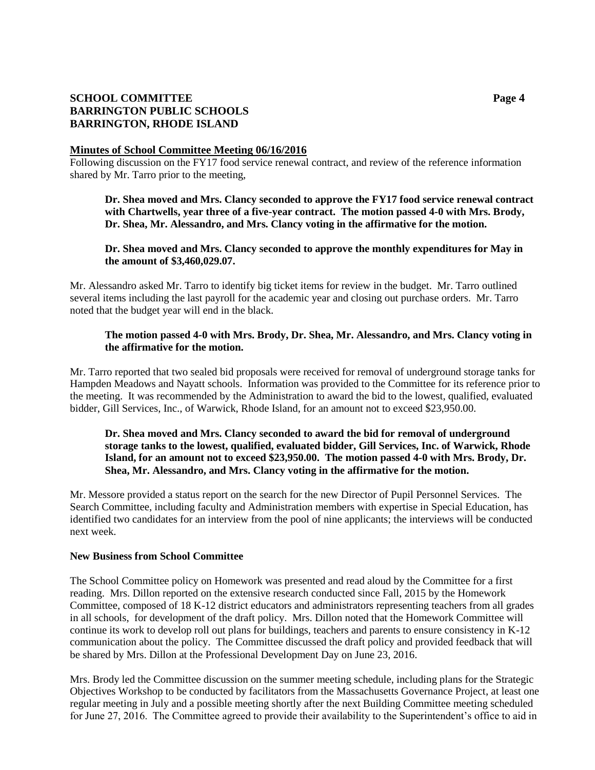**Minutes of School Committee Meeting 06/16/2016**

Following discussion on the FY17 food service renewal contract, and review of the reference information shared by Mr. Tarro prior to the meeting,

> **Dr. Shea moved and Mrs. Clancy seconded to approve the FY17 food service renewal contract with Chartwells, year three of a five-year contract. The motion passed 4-0 with Mrs. Brody, Dr. Shea, Mr. Alessandro, and Mrs. Clancy voting in the affirmative for the motion.**

> **Dr. Shea moved and Mrs. Clancy seconded to approve the monthly expenditures for May in the amount of $3,460,029.07.**

Mr. Alessandro asked Mr. Tarro to identify big ticket items for review in the budget. Mr. Tarro outlined several items including the last payroll for the academic year and closing out purchase orders. Mr. Tarro noted that the budget year will end in the black.

> **The motion passed 4-0 with Mrs. Brody, Dr. Shea, Mr. Alessandro, and Mrs. Clancy voting in the affirmative for the motion.**

Mr. Tarro reported that two sealed bid proposals were received for removal of underground storage tanks for Hampden Meadows and Nayatt schools. Information was provided to the Committee for its reference prior to the meeting. It was recommended by the Administration to award the bid to the lowest, qualified, evaluated bidder, Gill Services, Inc., of Warwick, Rhode Island, for an amount not to exceed $23,950.00.

> **Dr. Shea moved and Mrs. Clancy seconded to award the bid for removal of underground storage tanks to the lowest, qualified, evaluated bidder, Gill Services, Inc. of Warwick, Rhode Island, for an amount not to exceed $23,950.00. The motion passed 4-0 with Mrs. Brody, Dr. Shea, Mr. Alessandro, and Mrs. Clancy voting in the affirmative for the motion.**

Mr. Messore provided a status report on the search for the new Director of Pupil Personnel Services. The Search Committee, including faculty and Administration members with expertise in Special Education, has identified two candidates for an interview from the pool of nine applicants; the interviews will be conducted next week.

**New Business from School Committee**

The School Committee policy on Homework was presented and read aloud by the Committee for a first reading. Mrs. Dillon reported on the extensive research conducted since Fall, 2015 by the Homework Committee, composed of 18 K-12 district educators and administrators representing teachers from all grades in all schools, for development of the draft policy. Mrs. Dillon noted that the Homework Committee will continue its work to develop roll out plans for buildings, teachers and parents to ensure consistency in K-12 communication about the policy. The Committee discussed the draft policy and provided feedback that will be shared by Mrs. Dillon at the Professional Development Day on June 23, 2016.

Mrs. Brody led the Committee discussion on the summer meeting schedule, including plans for the Strategic Objectives Workshop to be conducted by facilitators from the Massachusetts Governance Project, at least one regular meeting in July and a possible meeting shortly after the next Building Committee meeting scheduled for June 27, 2016. The Committee agreed to provide their availability to the Superintendent's office to aid in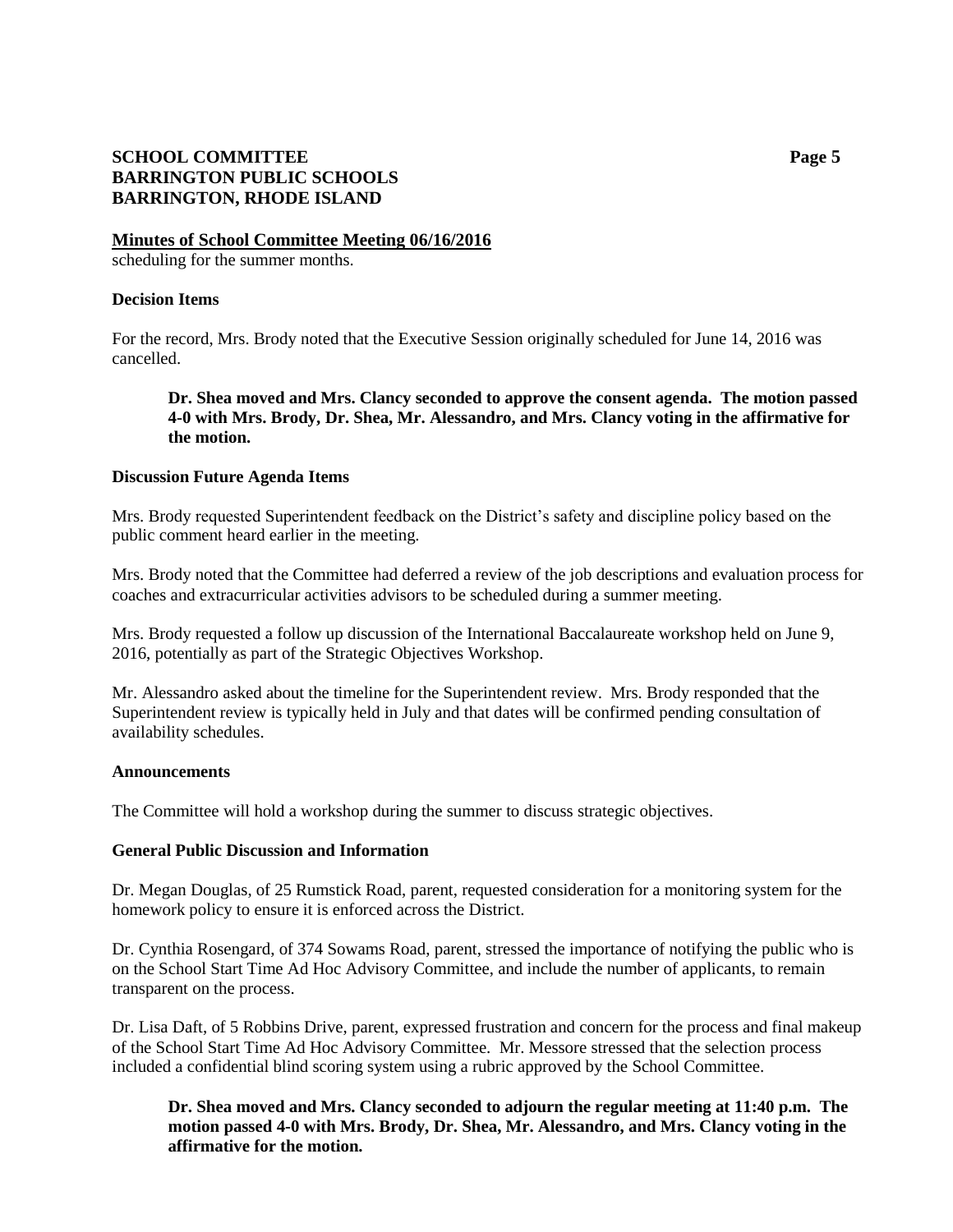**Minutes of School Committee Meeting 06/16/2016**

scheduling for the summer months.

**Decision Items**

For the record, Mrs. Brody noted that the Executive Session originally scheduled for June 14, 2016 was cancelled.

> **Dr. Shea moved and Mrs. Clancy seconded to approve the consent agenda. The motion passed 4-0 with Mrs. Brody, Dr. Shea, Mr. Alessandro, and Mrs. Clancy voting in the affirmative for the motion.**

**Discussion Future Agenda Items**

Mrs. Brody requested Superintendent feedback on the District's safety and discipline policy based on the public comment heard earlier in the meeting.

Mrs. Brody noted that the Committee had deferred a review of the job descriptions and evaluation process for coaches and extracurricular activities advisors to be scheduled during a summer meeting.

Mrs. Brody requested a follow up discussion of the International Baccalaureate workshop held on June 9, 2016, potentially as part of the Strategic Objectives Workshop.

Mr. Alessandro asked about the timeline for the Superintendent review. Mrs. Brody responded that the Superintendent review is typically held in July and that dates will be confirmed pending consultation of availability schedules.

**Announcements**

The Committee will hold a workshop during the summer to discuss strategic objectives.

**General Public Discussion and Information**

Dr. Megan Douglas, of 25 Rumstick Road, parent, requested consideration for a monitoring system for the homework policy to ensure it is enforced across the District.

Dr. Cynthia Rosengard, of 374 Sowams Road, parent, stressed the importance of notifying the public who is on the School Start Time Ad Hoc Advisory Committee, and include the number of applicants, to remain transparent on the process.

Dr. Lisa Daft, of 5 Robbins Drive, parent, expressed frustration and concern for the process and final makeup of the School Start Time Ad Hoc Advisory Committee. Mr. Messore stressed that the selection process included a confidential blind scoring system using a rubric approved by the School Committee.

> **Dr. Shea moved and Mrs. Clancy seconded to adjourn the regular meeting at 11:40 p.m. The motion passed 4-0 with Mrs. Brody, Dr. Shea, Mr. Alessandro, and Mrs. Clancy voting in the affirmative for the motion.**